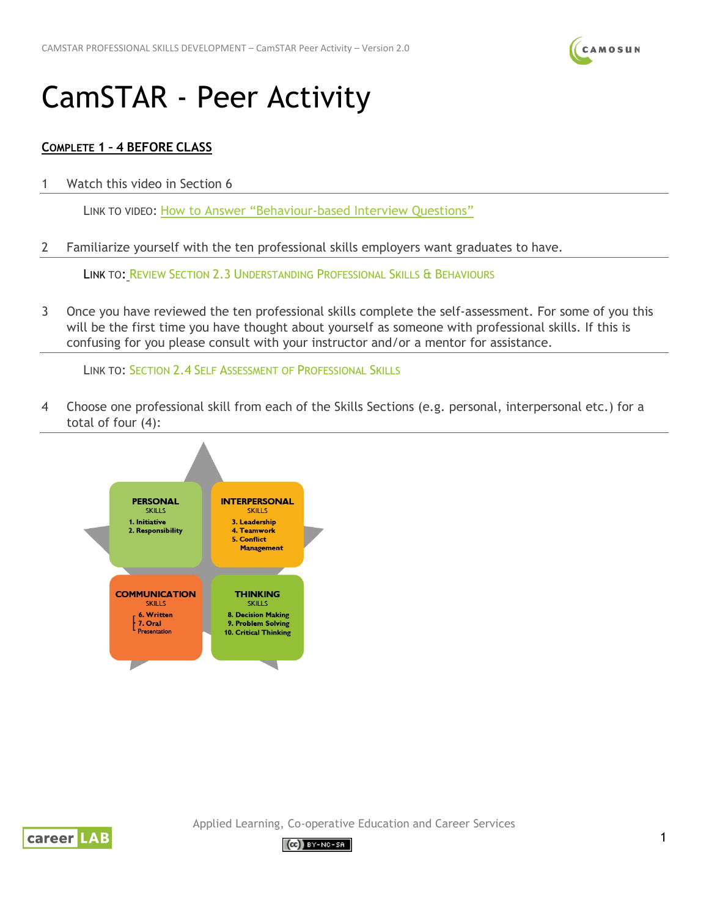# CamSTAR - Peer Activity

**COMPLETE 1 – 4 BEFORE CLASS**

1 Watch this video in Section 6

LINK TO VIDEO: How to Answer "Behaviour-based Interview Questions"

2 Familiarize yourself with the ten professional skills employers want graduates to have.

LINK TO: REVIEW SECTION 2.3 UNDERSTANDING PROFESSIONAL SKILLS & BEHAVIOURS

3 Once you have reviewed the ten professional skills complete the self-assessment. For some of you this will be the first time you have thought about yourself as someone with professional skills. If this is confusing for you please consult with your instructor and/or a mentor for assistance.

LINK TO: SECTION 2.4 SELF ASSESSMENT OF PROFESSIONAL SKILLS

4 Choose one professional skill from each of the Skills Sections (e.g. personal, interpersonal etc.) for a total of four (4):

**PERSONAL SKILLS**
1. Initiative
2. Responsibility

**INTERPERSONAL SKILLS**
3. Leadership
4. Teamwork
5. Conflict Management

**COMMUNICATION SKILLS**
6. Written
7. Oral Presentation

**THINKING SKILLS**
8. Decision Making
9. Problem Solving
10. Critical Thinking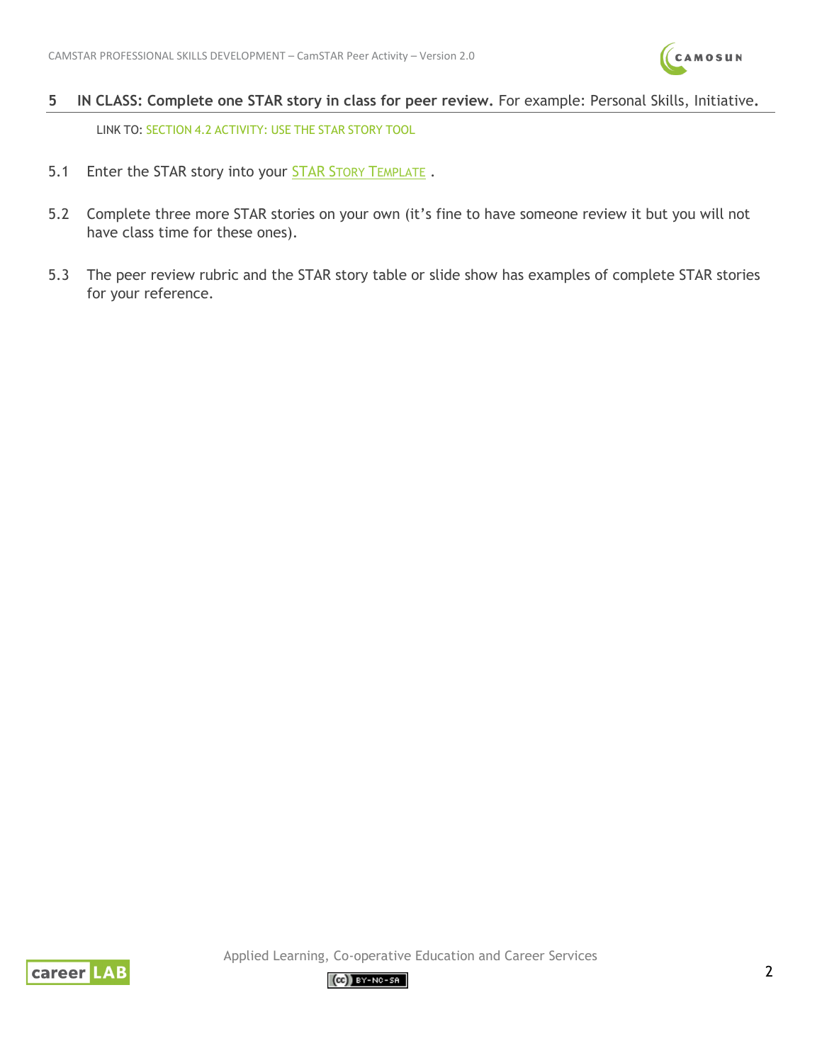## 5 IN CLASS: Complete one STAR story in class for peer review. For example: Personal Skills, Initiative.

LINK TO: SECTION 4.2 ACTIVITY: USE THE STAR STORY TOOL

5.1 Enter the STAR story into your STAR Story Template .

5.2 Complete three more STAR stories on your own (it's fine to have someone review it but you will not have class time for these ones).

5.3 The peer review rubric and the STAR story table or slide show has examples of complete STAR stories for your reference.